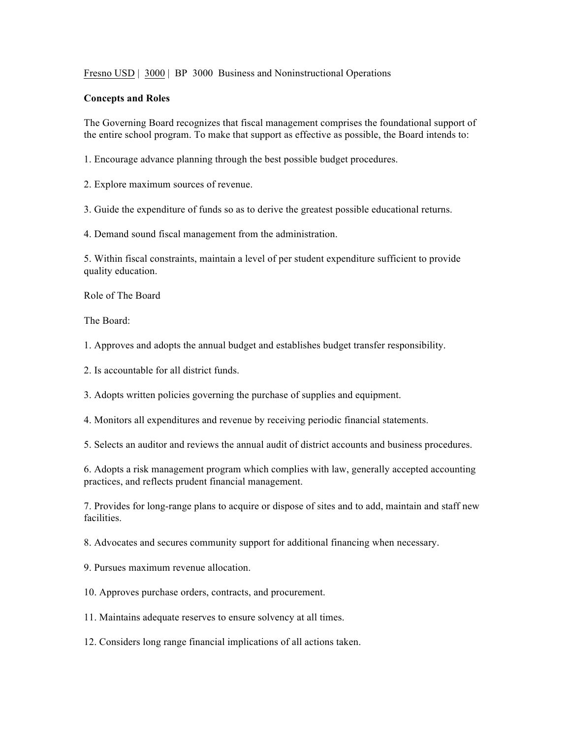Fresno USD | 3000 | BP 3000 Business and Noninstructional Operations

**Concepts and Roles**

The Governing Board recognizes that fiscal management comprises the foundational support of the entire school program. To make that support as effective as possible, the Board intends to:

1. Encourage advance planning through the best possible budget procedures.

2. Explore maximum sources of revenue.

3. Guide the expenditure of funds so as to derive the greatest possible educational returns.

4. Demand sound fiscal management from the administration.

5. Within fiscal constraints, maintain a level of per student expenditure sufficient to provide quality education.

Role of The Board

The Board:

1. Approves and adopts the annual budget and establishes budget transfer responsibility.

2. Is accountable for all district funds.

3. Adopts written policies governing the purchase of supplies and equipment.

4. Monitors all expenditures and revenue by receiving periodic financial statements.

5. Selects an auditor and reviews the annual audit of district accounts and business procedures.

6. Adopts a risk management program which complies with law, generally accepted accounting practices, and reflects prudent financial management.

7. Provides for long-range plans to acquire or dispose of sites and to add, maintain and staff new facilities.

8. Advocates and secures community support for additional financing when necessary.

9. Pursues maximum revenue allocation.

10. Approves purchase orders, contracts, and procurement.

11. Maintains adequate reserves to ensure solvency at all times.

12. Considers long range financial implications of all actions taken.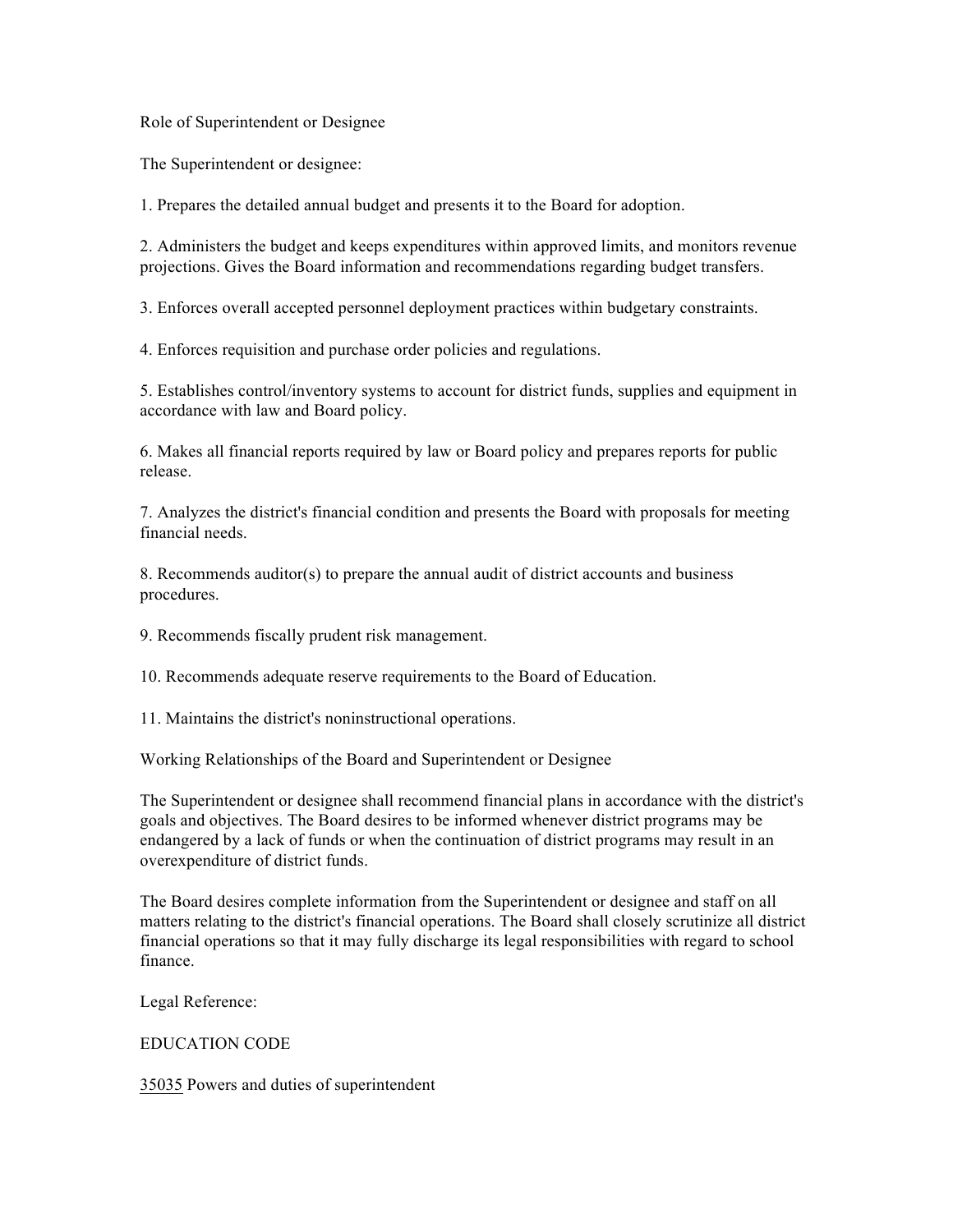## Role of Superintendent or Designee

The Superintendent or designee:

1. Prepares the detailed annual budget and presents it to the Board for adoption.

2. Administers the budget and keeps expenditures within approved limits, and monitors revenue projections. Gives the Board information and recommendations regarding budget transfers.

3. Enforces overall accepted personnel deployment practices within budgetary constraints.

4. Enforces requisition and purchase order policies and regulations.

5. Establishes control/inventory systems to account for district funds, supplies and equipment in accordance with law and Board policy.

6. Makes all financial reports required by law or Board policy and prepares reports for public release.

7. Analyzes the district's financial condition and presents the Board with proposals for meeting financial needs.

8. Recommends auditor(s) to prepare the annual audit of district accounts and business procedures.

9. Recommends fiscally prudent risk management.

10. Recommends adequate reserve requirements to the Board of Education.

11. Maintains the district's noninstructional operations.

## Working Relationships of the Board and Superintendent or Designee

The Superintendent or designee shall recommend financial plans in accordance with the district's goals and objectives. The Board desires to be informed whenever district programs may be endangered by a lack of funds or when the continuation of district programs may result in an overexpenditure of district funds.

The Board desires complete information from the Superintendent or designee and staff on all matters relating to the district's financial operations. The Board shall closely scrutinize all district financial operations so that it may fully discharge its legal responsibilities with regard to school finance.

Legal Reference:

EDUCATION CODE

35035 Powers and duties of superintendent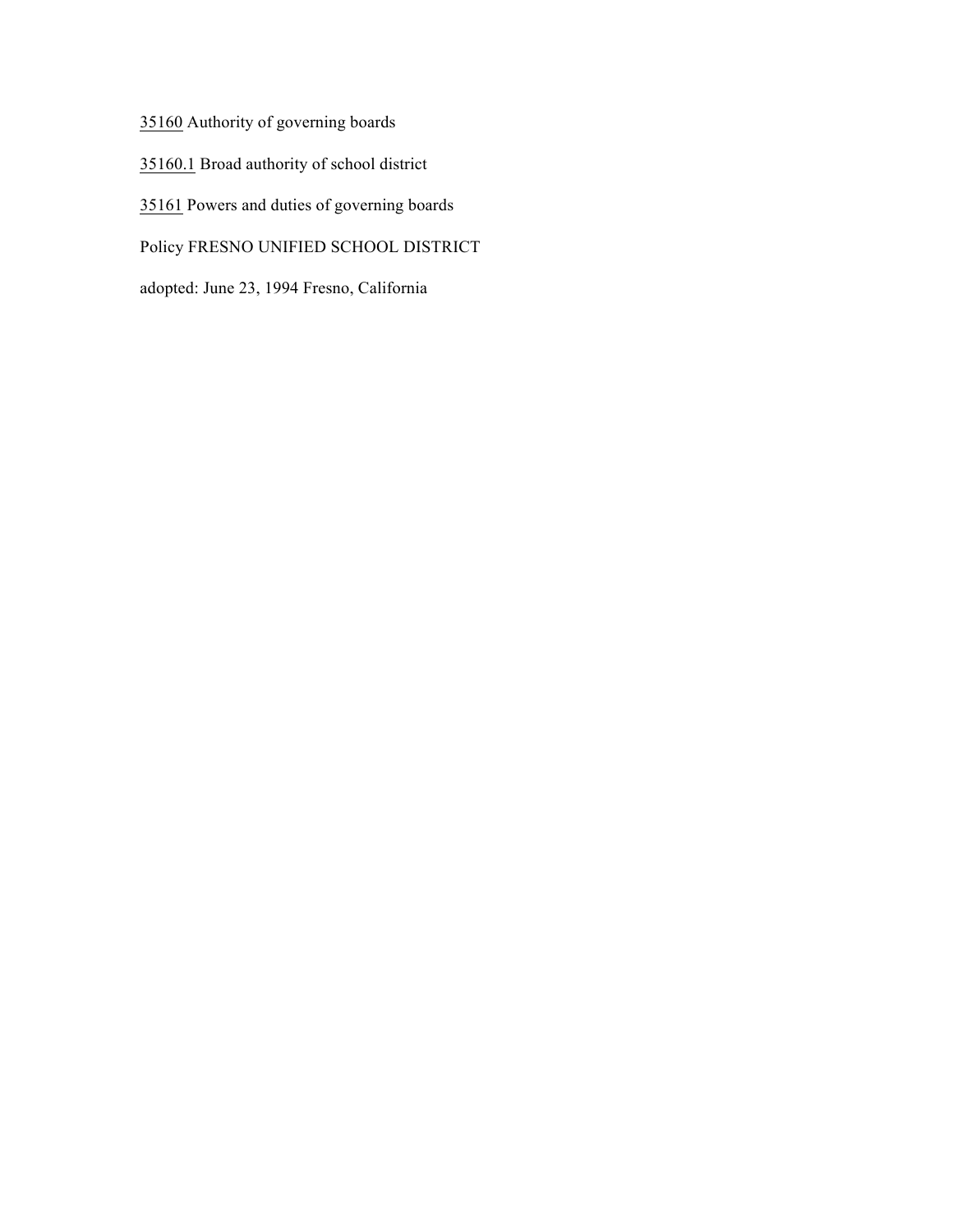35160 Authority of governing boards

35160.1 Broad authority of school district

35161 Powers and duties of governing boards

Policy FRESNO UNIFIED SCHOOL DISTRICT

adopted: June 23, 1994 Fresno, California